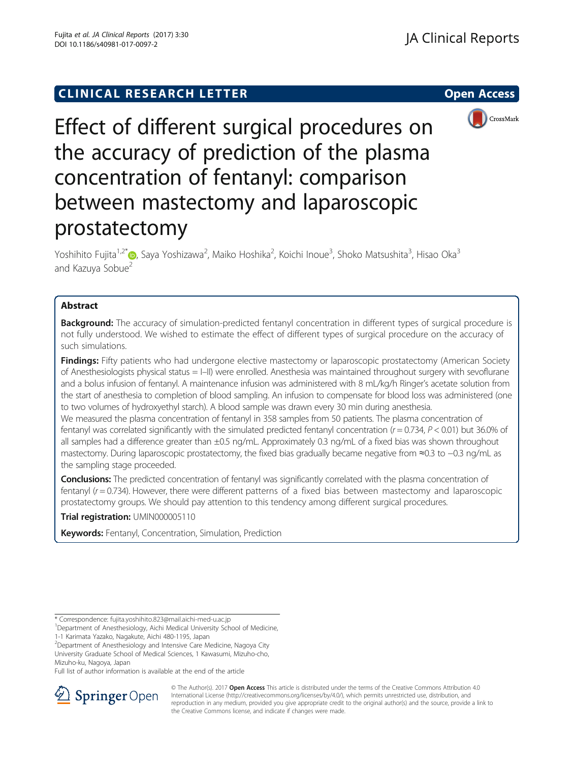CLINICAL RESEARCH LETTER

Open Access

# Effect of different surgical procedures on the accuracy of prediction of the plasma concentration of fentanyl: comparison between mastectomy and laparoscopic prostatectomy

Yoshihito Fujita[1,2*], Saya Yoshizawa[2], Maiko Hoshika[2], Koichi Inoue[3], Shoko Matsushita[3], Hisao Oka[3] and Kazuya Sobue[2]

## Abstract

**Background:** The accuracy of simulation-predicted fentanyl concentration in different types of surgical procedure is not fully understood. We wished to estimate the effect of different types of surgical procedure on the accuracy of such simulations.

**Findings:** Fifty patients who had undergone elective mastectomy or laparoscopic prostatectomy (American Society of Anesthesiologists physical status = I–II) were enrolled. Anesthesia was maintained throughout surgery with sevoflurane and a bolus infusion of fentanyl. A maintenance infusion was administered with 8 mL/kg/h Ringer's acetate solution from the start of anesthesia to completion of blood sampling. An infusion to compensate for blood loss was administered (one to two volumes of hydroxyethyl starch). A blood sample was drawn every 30 min during anesthesia.

We measured the plasma concentration of fentanyl in 358 samples from 50 patients. The plasma concentration of fentanyl was correlated significantly with the simulated predicted fentanyl concentration ($r = 0.734$, $P < 0.01$) but 36.0% of all samples had a difference greater than ±0.5 ng/mL. Approximately 0.3 ng/mL of a fixed bias was shown throughout mastectomy. During laparoscopic prostatectomy, the fixed bias gradually became negative from ≈0.3 to −0.3 ng/mL as the sampling stage proceeded.

**Conclusions:** The predicted concentration of fentanyl was significantly correlated with the plasma concentration of fentanyl ($r = 0.734$). However, there were different patterns of a fixed bias between mastectomy and laparoscopic prostatectomy groups. We should pay attention to this tendency among different surgical procedures.

**Trial registration:** UMIN000005110

**Keywords:** Fentanyl, Concentration, Simulation, Prediction

---

\* Correspondence: fujita.yoshihito.823@mail.aichi-med-u.ac.jp
[1]Department of Anesthesiology, Aichi Medical University School of Medicine, 1-1 Karimata Yazako, Nagakute, Aichi 480-1195, Japan
[2]Department of Anesthesiology and Intensive Care Medicine, Nagoya City University Graduate School of Medical Sciences, 1 Kawasumi, Mizuho-cho, Mizuho-ku, Nagoya, Japan
Full list of author information is available at the end of the article

© The Author(s). 2017 **Open Access** This article is distributed under the terms of the Creative Commons Attribution 4.0 International License (http://creativecommons.org/licenses/by/4.0/), which permits unrestricted use, distribution, and reproduction in any medium, provided you give appropriate credit to the original author(s) and the source, provide a link to the Creative Commons license, and indicate if changes were made.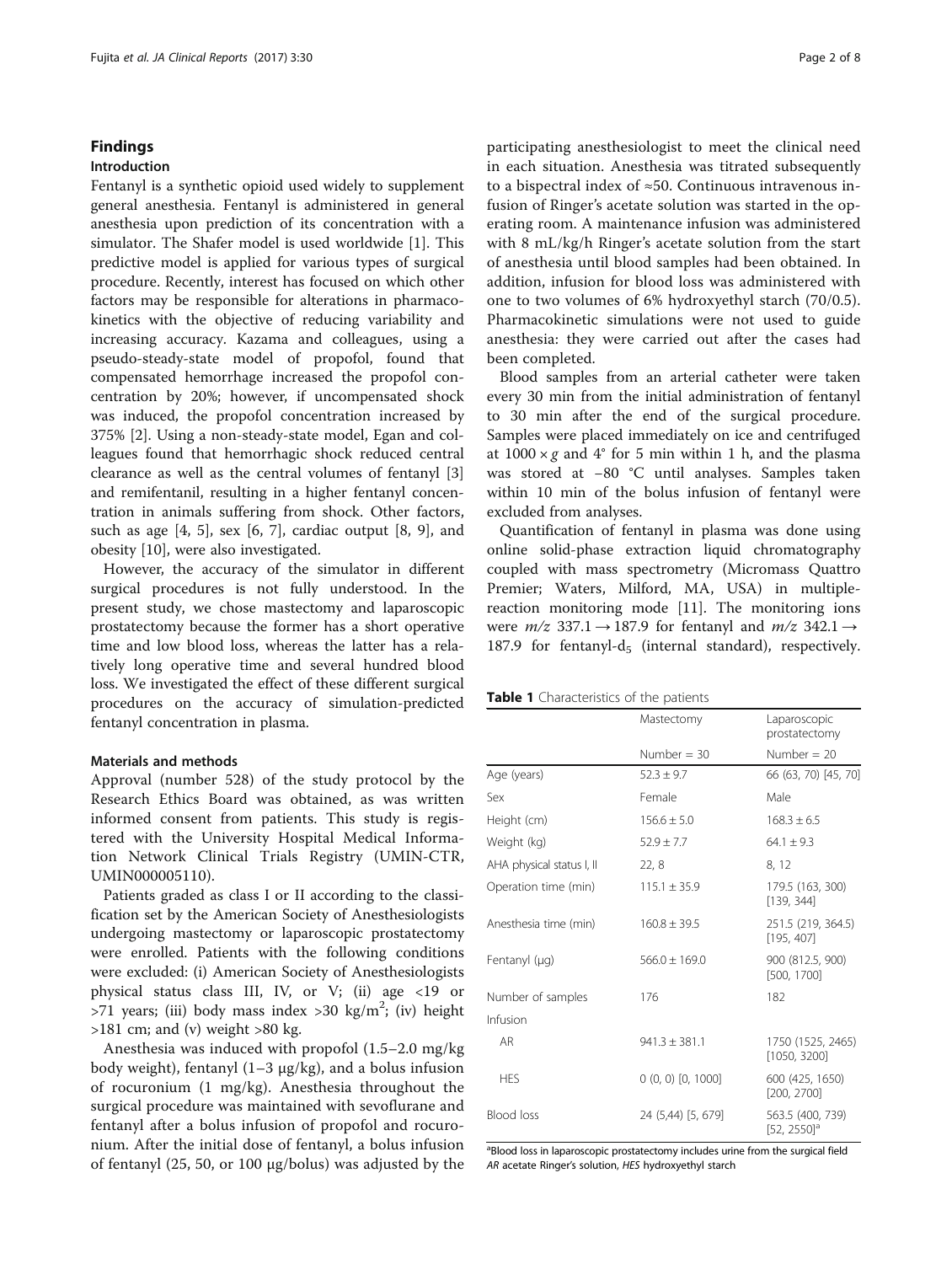## Findings

### Introduction

Fentanyl is a synthetic opioid used widely to supplement general anesthesia. Fentanyl is administered in general anesthesia upon prediction of its concentration with a simulator. The Shafer model is used worldwide [1]. This predictive model is applied for various types of surgical procedure. Recently, interest has focused on which other factors may be responsible for alterations in pharmacokinetics with the objective of reducing variability and increasing accuracy. Kazama and colleagues, using a pseudo-steady-state model of propofol, found that compensated hemorrhage increased the propofol concentration by 20%; however, if uncompensated shock was induced, the propofol concentration increased by 375% [2]. Using a non-steady-state model, Egan and colleagues found that hemorrhagic shock reduced central clearance as well as the central volumes of fentanyl [3] and remifentanil, resulting in a higher fentanyl concentration in animals suffering from shock. Other factors, such as age [4, 5], sex [6, 7], cardiac output [8, 9], and obesity [10], were also investigated.

However, the accuracy of the simulator in different surgical procedures is not fully understood. In the present study, we chose mastectomy and laparoscopic prostatectomy because the former has a short operative time and low blood loss, whereas the latter has a relatively long operative time and several hundred blood loss. We investigated the effect of these different surgical procedures on the accuracy of simulation-predicted fentanyl concentration in plasma.

### Materials and methods

Approval (number 528) of the study protocol by the Research Ethics Board was obtained, as was written informed consent from patients. This study is registered with the University Hospital Medical Information Network Clinical Trials Registry (UMIN-CTR, UMIN000005110).

Patients graded as class I or II according to the classification set by the American Society of Anesthesiologists undergoing mastectomy or laparoscopic prostatectomy were enrolled. Patients with the following conditions were excluded: (i) American Society of Anesthesiologists physical status class III, IV, or V; (ii) age <19 or >71 years; (iii) body mass index >30 kg/m$^2$; (iv) height >181 cm; and (v) weight >80 kg.

Anesthesia was induced with propofol (1.5–2.0 mg/kg body weight), fentanyl (1–3 μg/kg), and a bolus infusion of rocuronium (1 mg/kg). Anesthesia throughout the surgical procedure was maintained with sevoflurane and fentanyl after a bolus infusion of propofol and rocuronium. After the initial dose of fentanyl, a bolus infusion of fentanyl (25, 50, or 100 μg/bolus) was adjusted by the participating anesthesiologist to meet the clinical need in each situation. Anesthesia was titrated subsequently to a bispectral index of ≈50. Continuous intravenous infusion of Ringer's acetate solution was started in the operating room. A maintenance infusion was administered with 8 mL/kg/h Ringer's acetate solution from the start of anesthesia until blood samples had been obtained. In addition, infusion for blood loss was administered with one to two volumes of 6% hydroxyethyl starch (70/0.5). Pharmacokinetic simulations were not used to guide anesthesia: they were carried out after the cases had been completed.

Blood samples from an arterial catheter were taken every 30 min from the initial administration of fentanyl to 30 min after the end of the surgical procedure. Samples were placed immediately on ice and centrifuged at 1000 × *g* and 4° for 5 min within 1 h, and the plasma was stored at −80 °C until analyses. Samples taken within 10 min of the bolus infusion of fentanyl were excluded from analyses.

Quantification of fentanyl in plasma was done using online solid-phase extraction liquid chromatography coupled with mass spectrometry (Micromass Quattro Premier; Waters, Milford, MA, USA) in multiple-reaction monitoring mode [11]. The monitoring ions were $m/z$ 337.1 → 187.9 for fentanyl and $m/z$ 342.1 → 187.9 for fentanyl-$d_5$ (internal standard), respectively.

**Table 1** Characteristics of the patients

| | Mastectomy | Laparoscopic prostatectomy |
|---|---|---|
| | Number = 30 | Number = 20 |
| Age (years) | 52.3 ± 9.7 | 66 (63, 70) [45, 70] |
| Sex | Female | Male |
| Height (cm) | 156.6 ± 5.0 | 168.3 ± 6.5 |
| Weight (kg) | 52.9 ± 7.7 | 64.1 ± 9.3 |
| AHA physical status I, II | 22, 8 | 8, 12 |
| Operation time (min) | 115.1 ± 35.9 | 179.5 (163, 300) [139, 344] |
| Anesthesia time (min) | 160.8 ± 39.5 | 251.5 (219, 364.5) [195, 407] |
| Fentanyl (μg) | 566.0 ± 169.0 | 900 (812.5, 900) [500, 1700] |
| Number of samples | 176 | 182 |
| Infusion | | |
| AR | 941.3 ± 381.1 | 1750 (1525, 2465) [1050, 3200] |
| HES | 0 (0, 0) [0, 1000] | 600 (425, 1650) [200, 2700] |
| Blood loss | 24 (5,44) [5, 679] | 563.5 (400, 739) [52, 2550][a] |

[a]Blood loss in laparoscopic prostatectomy includes urine from the surgical field
*AR* acetate Ringer's solution, *HES* hydroxyethyl starch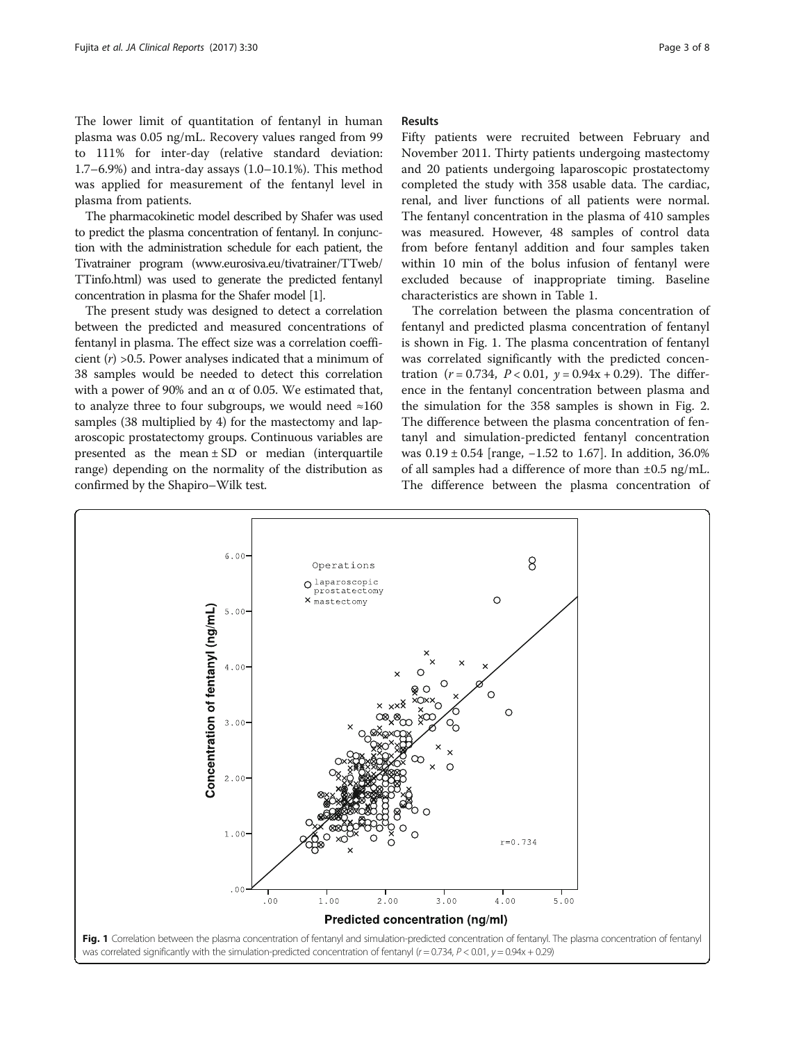The lower limit of quantitation of fentanyl in human plasma was 0.05 ng/mL. Recovery values ranged from 99 to 111% for inter-day (relative standard deviation: 1.7–6.9%) and intra-day assays (1.0–10.1%). This method was applied for measurement of the fentanyl level in plasma from patients.

The pharmacokinetic model described by Shafer was used to predict the plasma concentration of fentanyl. In conjunction with the administration schedule for each patient, the Tivatrainer program (www.eurosiva.eu/tivatrainer/TTweb/TTinfo.html) was used to generate the predicted fentanyl concentration in plasma for the Shafer model [1].

The present study was designed to detect a correlation between the predicted and measured concentrations of fentanyl in plasma. The effect size was a correlation coefficient ($r$) >0.5. Power analyses indicated that a minimum of 38 samples would be needed to detect this correlation with a power of 90% and an $\alpha$ of 0.05. We estimated that, to analyze three to four subgroups, we would need ≈160 samples (38 multiplied by 4) for the mastectomy and laparoscopic prostatectomy groups. Continuous variables are presented as the mean ± SD or median (interquartile range) depending on the normality of the distribution as confirmed by the Shapiro–Wilk test.

## Results

Fifty patients were recruited between February and November 2011. Thirty patients undergoing mastectomy and 20 patients undergoing laparoscopic prostatectomy completed the study with 358 usable data. The cardiac, renal, and liver functions of all patients were normal. The fentanyl concentration in the plasma of 410 samples was measured. However, 48 samples of control data from before fentanyl addition and four samples taken within 10 min of the bolus infusion of fentanyl were excluded because of inappropriate timing. Baseline characteristics are shown in Table 1.

The correlation between the plasma concentration of fentanyl and predicted plasma concentration of fentanyl is shown in Fig. 1. The plasma concentration of fentanyl was correlated significantly with the predicted concentration ($r = 0.734$, $P < 0.01$, $y = 0.94x + 0.29$). The difference in the fentanyl concentration between plasma and the simulation for the 358 samples is shown in Fig. 2. The difference between the plasma concentration of fentanyl and simulation-predicted fentanyl concentration was 0.19 ± 0.54 [range, −1.52 to 1.67]. In addition, 36.0% of all samples had a difference of more than ±0.5 ng/mL. The difference between the plasma concentration of

**Fig. 1** Correlation between the plasma concentration of fentanyl and simulation-predicted concentration of fentanyl. The plasma concentration of fentanyl was correlated significantly with the simulation-predicted concentration of fentanyl ($r = 0.734$, $P < 0.01$, $y = 0.94x + 0.29$)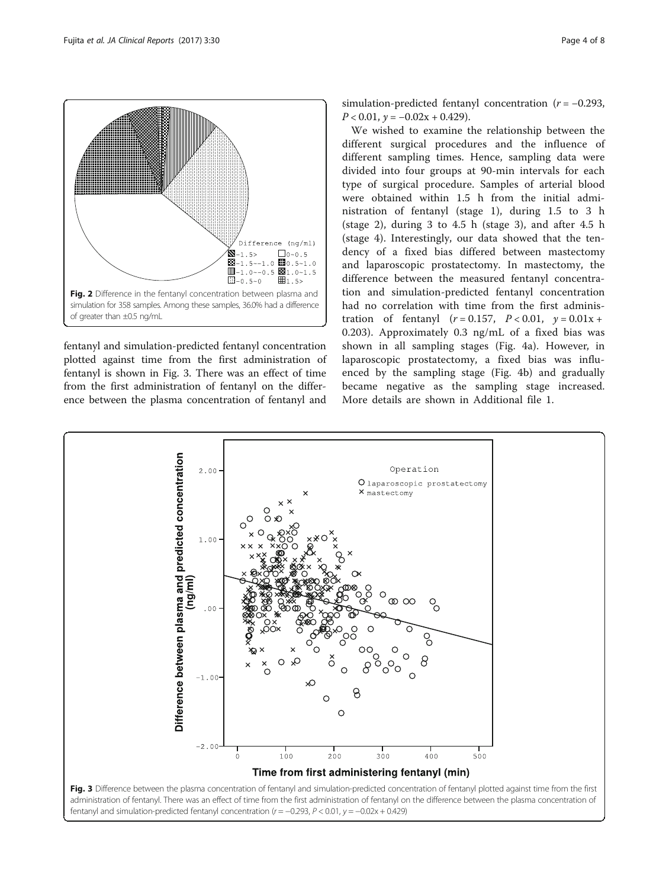Fig. 2 Difference in the fentanyl concentration between plasma and simulation for 358 samples. Among these samples, 36.0% had a difference of greater than ±0.5 ng/mL

fentanyl and simulation-predicted fentanyl concentration plotted against time from the first administration of fentanyl is shown in Fig. 3. There was an effect of time from the first administration of fentanyl on the difference between the plasma concentration of fentanyl and simulation-predicted fentanyl concentration ($r = -0.293$, $P < 0.01$, $y = -0.02x + 0.429$).

We wished to examine the relationship between the different surgical procedures and the influence of different sampling times. Hence, sampling data were divided into four groups at 90-min intervals for each type of surgical procedure. Samples of arterial blood were obtained within 1.5 h from the initial administration of fentanyl (stage 1), during 1.5 to 3 h (stage 2), during 3 to 4.5 h (stage 3), and after 4.5 h (stage 4). Interestingly, our data showed that the tendency of a fixed bias differed between mastectomy and laparoscopic prostatectomy. In mastectomy, the difference between the measured fentanyl concentration and simulation-predicted fentanyl concentration had no correlation with time from the first administration of fentanyl ($r = 0.157$, $P < 0.01$, $y = 0.01x + 0.203$). Approximately 0.3 ng/mL of a fixed bias was shown in all sampling stages (Fig. 4a). However, in laparoscopic prostatectomy, a fixed bias was influenced by the sampling stage (Fig. 4b) and gradually became negative as the sampling stage increased. More details are shown in Additional file 1.

Fig. 3 Difference between the plasma concentration of fentanyl and simulation-predicted concentration of fentanyl plotted against time from the first administration of fentanyl. There was an effect of time from the first administration of fentanyl on the difference between the plasma concentration of fentanyl and simulation-predicted fentanyl concentration ($r = -0.293$, $P < 0.01$, $y = -0.02x + 0.429$)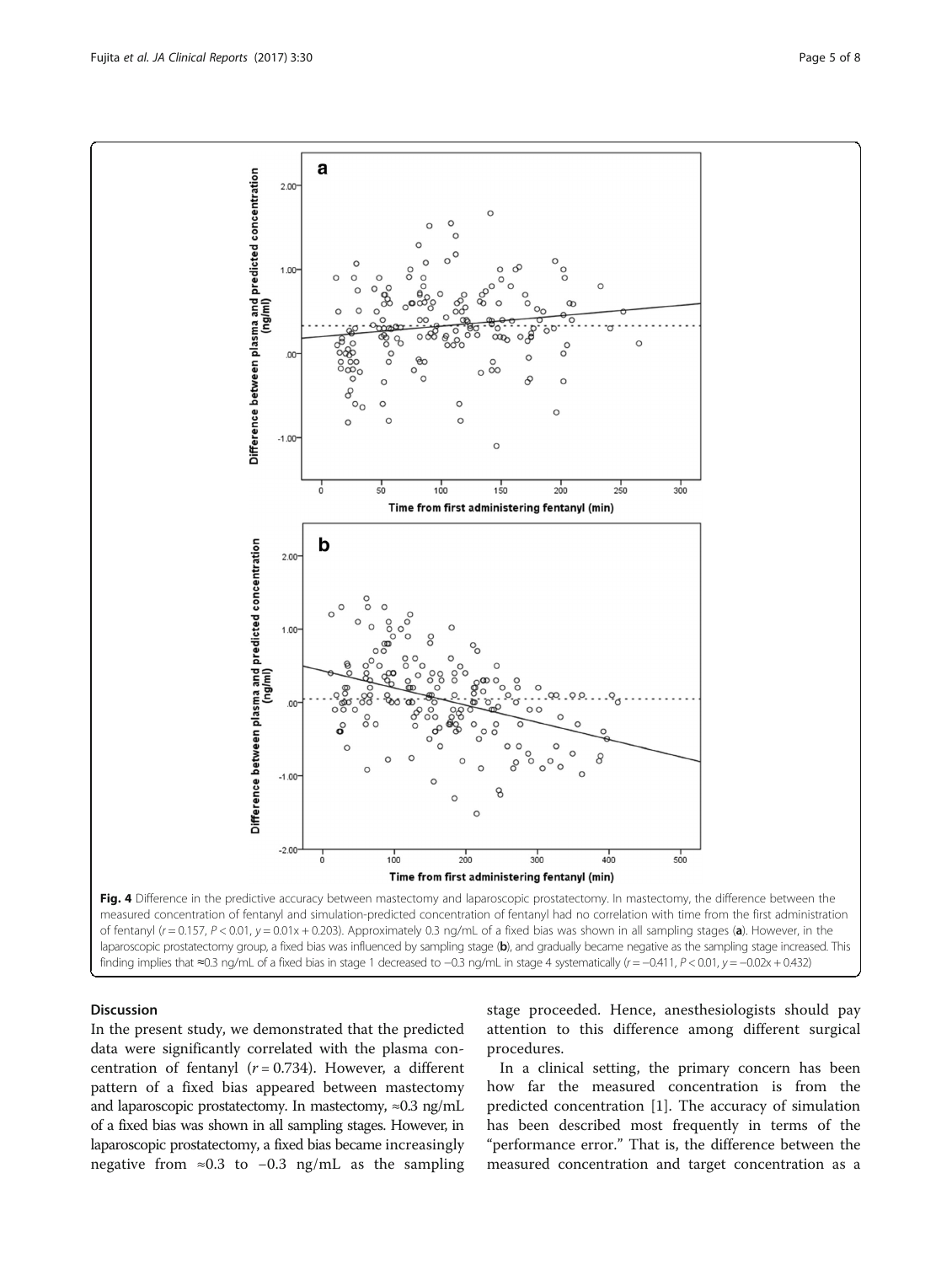Fig. 4 Difference in the predictive accuracy between mastectomy and laparoscopic prostatectomy. In mastectomy, the difference between the measured concentration of fentanyl and simulation-predicted concentration of fentanyl had no correlation with time from the first administration of fentanyl ($r = 0.157$, $P < 0.01$, $y = 0.01x + 0.203$). Approximately 0.3 ng/mL of a fixed bias was shown in all sampling stages (**a**). However, in the laparoscopic prostatectomy group, a fixed bias was influenced by sampling stage (**b**), and gradually became negative as the sampling stage increased. This finding implies that ≈0.3 ng/mL of a fixed bias in stage 1 decreased to −0.3 ng/mL in stage 4 systematically ($r = -0.411$, $P < 0.01$, $y = -0.02x + 0.432$)

## Discussion

In the present study, we demonstrated that the predicted data were significantly correlated with the plasma concentration of fentanyl ($r = 0.734$). However, a different pattern of a fixed bias appeared between mastectomy and laparoscopic prostatectomy. In mastectomy, ≈0.3 ng/mL of a fixed bias was shown in all sampling stages. However, in laparoscopic prostatectomy, a fixed bias became increasingly negative from ≈0.3 to −0.3 ng/mL as the sampling stage proceeded. Hence, anesthesiologists should pay attention to this difference among different surgical procedures.

In a clinical setting, the primary concern has been how far the measured concentration is from the predicted concentration [1]. The accuracy of simulation has been described most frequently in terms of the "performance error." That is, the difference between the measured concentration and target concentration as a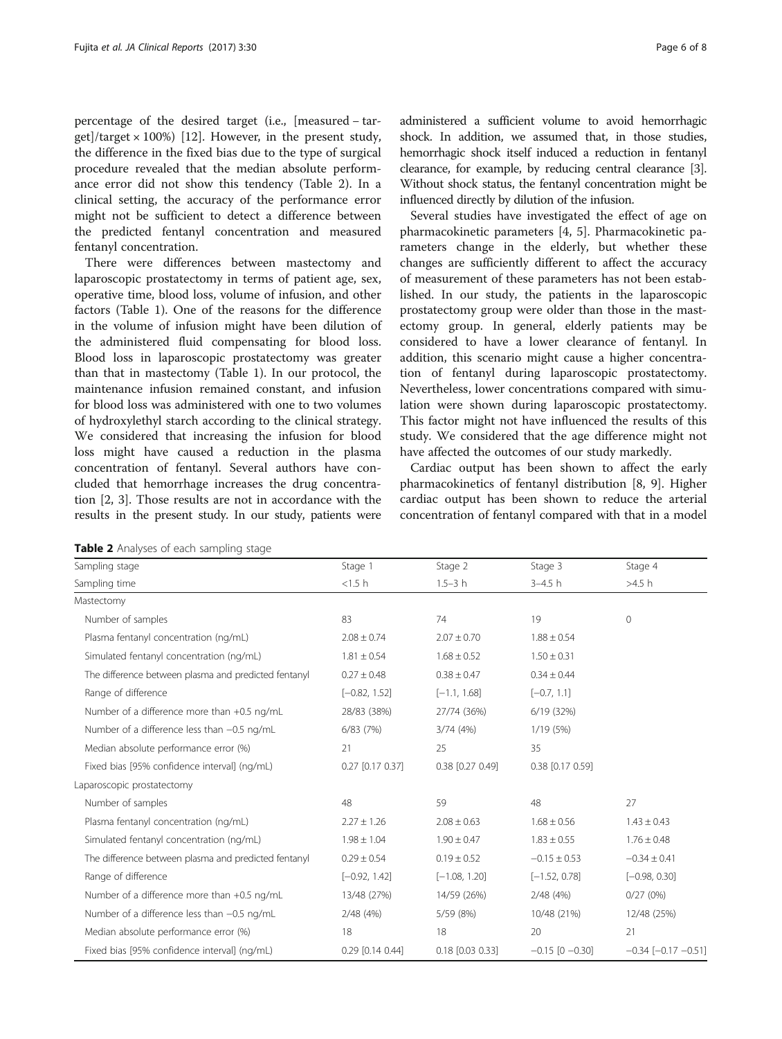percentage of the desired target (i.e., [measured − target]/target × 100%) [12]. However, in the present study, the difference in the fixed bias due to the type of surgical procedure revealed that the median absolute performance error did not show this tendency (Table 2). In a clinical setting, the accuracy of the performance error might not be sufficient to detect a difference between the predicted fentanyl concentration and measured fentanyl concentration.

There were differences between mastectomy and laparoscopic prostatectomy in terms of patient age, sex, operative time, blood loss, volume of infusion, and other factors (Table 1). One of the reasons for the difference in the volume of infusion might have been dilution of the administered fluid compensating for blood loss. Blood loss in laparoscopic prostatectomy was greater than that in mastectomy (Table 1). In our protocol, the maintenance infusion remained constant, and infusion for blood loss was administered with one to two volumes of hydroxylethyl starch according to the clinical strategy. We considered that increasing the infusion for blood loss might have caused a reduction in the plasma concentration of fentanyl. Several authors have concluded that hemorrhage increases the drug concentration [2, 3]. Those results are not in accordance with the results in the present study. In our study, patients were administered a sufficient volume to avoid hemorrhagic shock. In addition, we assumed that, in those studies, hemorrhagic shock itself induced a reduction in fentanyl clearance, for example, by reducing central clearance [3]. Without shock status, the fentanyl concentration might be influenced directly by dilution of the infusion.

Several studies have investigated the effect of age on pharmacokinetic parameters [4, 5]. Pharmacokinetic parameters change in the elderly, but whether these changes are sufficiently different to affect the accuracy of measurement of these parameters has not been established. In our study, the patients in the laparoscopic prostatectomy group were older than those in the mastectomy group. In general, elderly patients may be considered to have a lower clearance of fentanyl. In addition, this scenario might cause a higher concentration of fentanyl during laparoscopic prostatectomy. Nevertheless, lower concentrations compared with simulation were shown during laparoscopic prostatectomy. This factor might not have influenced the results of this study. We considered that the age difference might not have affected the outcomes of our study markedly.

Cardiac output has been shown to affect the early pharmacokinetics of fentanyl distribution [8, 9]. Higher cardiac output has been shown to reduce the arterial concentration of fentanyl compared with that in a model

**Table 2** Analyses of each sampling stage

| Sampling stage | Stage 1 | Stage 2 | Stage 3 | Stage 4 |
|---|---|---|---|---|
| Sampling time | <1.5 h | 1.5–3 h | 3–4.5 h | >4.5 h |
| Mastectomy | | | | |
| Number of samples | 83 | 74 | 19 | 0 |
| Plasma fentanyl concentration (ng/mL) | 2.08 ± 0.74 | 2.07 ± 0.70 | 1.88 ± 0.54 | |
| Simulated fentanyl concentration (ng/mL) | 1.81 ± 0.54 | 1.68 ± 0.52 | 1.50 ± 0.31 | |
| The difference between plasma and predicted fentanyl | 0.27 ± 0.48 | 0.38 ± 0.47 | 0.34 ± 0.44 | |
| Range of difference | [−0.82, 1.52] | [−1.1, 1.68] | [−0.7, 1.1] | |
| Number of a difference more than +0.5 ng/mL | 28/83 (38%) | 27/74 (36%) | 6/19 (32%) | |
| Number of a difference less than −0.5 ng/mL | 6/83 (7%) | 3/74 (4%) | 1/19 (5%) | |
| Median absolute performance error (%) | 21 | 25 | 35 | |
| Fixed bias [95% confidence interval] (ng/mL) | 0.27 [0.17 0.37] | 0.38 [0.27 0.49] | 0.38 [0.17 0.59] | |
| Laparoscopic prostatectomy | | | | |
| Number of samples | 48 | 59 | 48 | 27 |
| Plasma fentanyl concentration (ng/mL) | 2.27 ± 1.26 | 2.08 ± 0.63 | 1.68 ± 0.56 | 1.43 ± 0.43 |
| Simulated fentanyl concentration (ng/mL) | 1.98 ± 1.04 | 1.90 ± 0.47 | 1.83 ± 0.55 | 1.76 ± 0.48 |
| The difference between plasma and predicted fentanyl | 0.29 ± 0.54 | 0.19 ± 0.52 | −0.15 ± 0.53 | −0.34 ± 0.41 |
| Range of difference | [−0.92, 1.42] | [−1.08, 1.20] | [−1.52, 0.78] | [−0.98, 0.30] |
| Number of a difference more than +0.5 ng/mL | 13/48 (27%) | 14/59 (26%) | 2/48 (4%) | 0/27 (0%) |
| Number of a difference less than −0.5 ng/mL | 2/48 (4%) | 5/59 (8%) | 10/48 (21%) | 12/48 (25%) |
| Median absolute performance error (%) | 18 | 18 | 20 | 21 |
| Fixed bias [95% confidence interval] (ng/mL) | 0.29 [0.14 0.44] | 0.18 [0.03 0.33] | −0.15 [0 −0.30] | −0.34 [−0.17 −0.51] |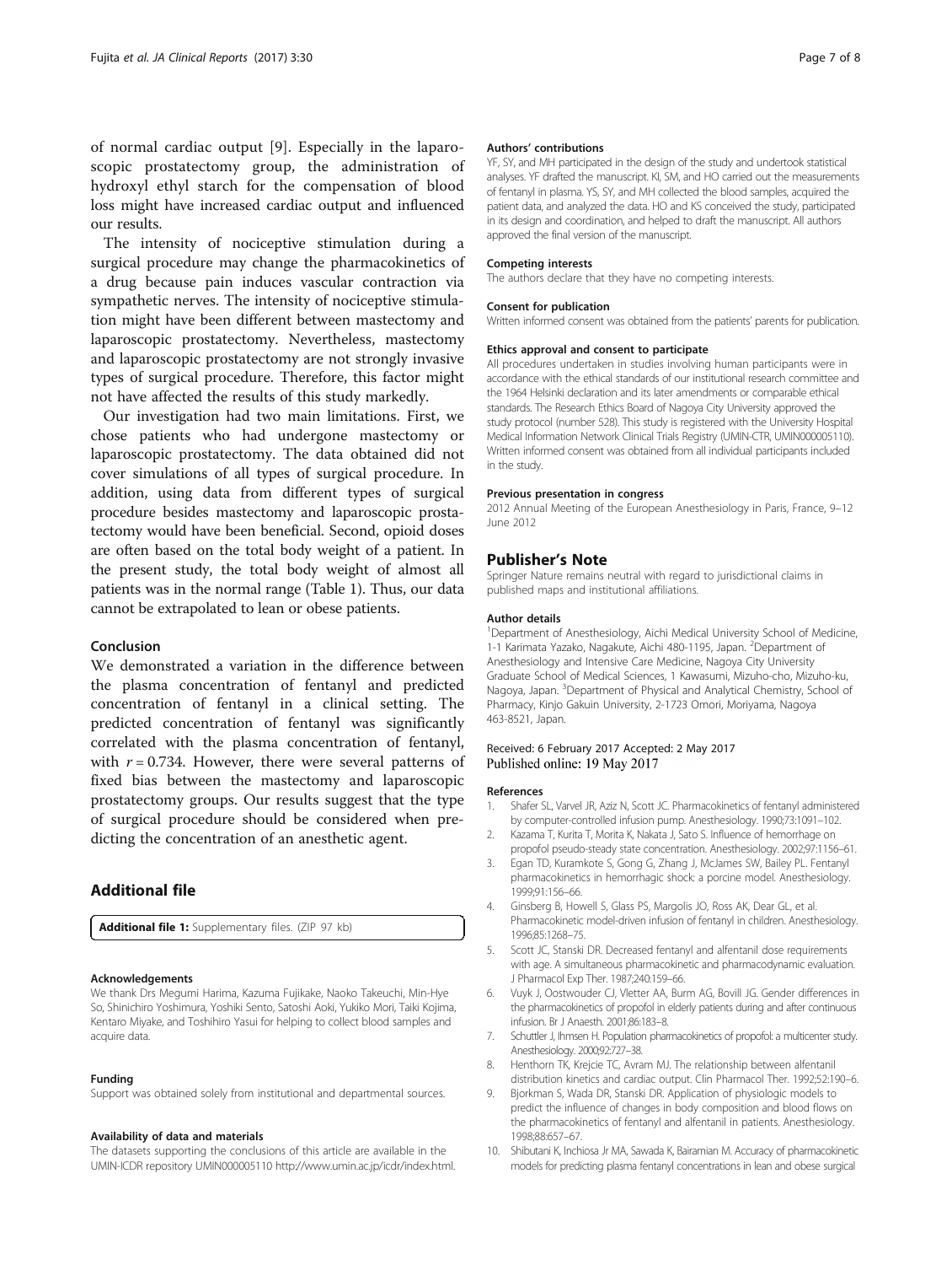of normal cardiac output [9]. Especially in the laparoscopic prostatectomy group, the administration of hydroxyl ethyl starch for the compensation of blood loss might have increased cardiac output and influenced our results.

The intensity of nociceptive stimulation during a surgical procedure may change the pharmacokinetics of a drug because pain induces vascular contraction via sympathetic nerves. The intensity of nociceptive stimulation might have been different between mastectomy and laparoscopic prostatectomy. Nevertheless, mastectomy and laparoscopic prostatectomy are not strongly invasive types of surgical procedure. Therefore, this factor might not have affected the results of this study markedly.

Our investigation had two main limitations. First, we chose patients who had undergone mastectomy or laparoscopic prostatectomy. The data obtained did not cover simulations of all types of surgical procedure. In addition, using data from different types of surgical procedure besides mastectomy and laparoscopic prostatectomy would have been beneficial. Second, opioid doses are often based on the total body weight of a patient. In the present study, the total body weight of almost all patients was in the normal range (Table 1). Thus, our data cannot be extrapolated to lean or obese patients.

## Conclusion

We demonstrated a variation in the difference between the plasma concentration of fentanyl and predicted concentration of fentanyl in a clinical setting. The predicted concentration of fentanyl was significantly correlated with the plasma concentration of fentanyl, with $r = 0.734$. However, there were several patterns of fixed bias between the mastectomy and laparoscopic prostatectomy groups. Our results suggest that the type of surgical procedure should be considered when predicting the concentration of an anesthetic agent.

## Additional file

**Additional file 1:** Supplementary files. (ZIP 97 kb)

#### Acknowledgements

We thank Drs Megumi Harima, Kazuma Fujikake, Naoko Takeuchi, Min-Hye So, Shinichiro Yoshimura, Yoshiki Sento, Satoshi Aoki, Yukiko Mori, Taiki Kojima, Kentaro Miyake, and Toshihiro Yasui for helping to collect blood samples and acquire data.

#### Funding

Support was obtained solely from institutional and departmental sources.

#### Availability of data and materials

The datasets supporting the conclusions of this article are available in the UMIN-ICDR repository UMIN000005110 http://www.umin.ac.jp/icdr/index.html.

#### Authors' contributions

YF, SY, and MH participated in the design of the study and undertook statistical analyses. YF drafted the manuscript. KI, SM, and HO carried out the measurements of fentanyl in plasma. YS, SY, and MH collected the blood samples, acquired the patient data, and analyzed the data. HO and KS conceived the study, participated in its design and coordination, and helped to draft the manuscript. All authors approved the final version of the manuscript.

#### Competing interests

The authors declare that they have no competing interests.

#### Consent for publication

Written informed consent was obtained from the patients' parents for publication.

#### Ethics approval and consent to participate

All procedures undertaken in studies involving human participants were in accordance with the ethical standards of our institutional research committee and the 1964 Helsinki declaration and its later amendments or comparable ethical standards. The Research Ethics Board of Nagoya City University approved the study protocol (number 528). This study is registered with the University Hospital Medical Information Network Clinical Trials Registry (UMIN-CTR, UMIN000005110). Written informed consent was obtained from all individual participants included in the study.

#### Previous presentation in congress

2012 Annual Meeting of the European Anesthesiology in Paris, France, 9–12 June 2012

## Publisher's Note

Springer Nature remains neutral with regard to jurisdictional claims in published maps and institutional affiliations.

#### Author details

[1]Department of Anesthesiology, Aichi Medical University School of Medicine, 1-1 Karimata Yazako, Nagakute, Aichi 480-1195, Japan. [2]Department of Anesthesiology and Intensive Care Medicine, Nagoya City University Graduate School of Medical Sciences, 1 Kawasumi, Mizuho-cho, Mizuho-ku, Nagoya, Japan. [3]Department of Physical and Analytical Chemistry, School of Pharmacy, Kinjo Gakuin University, 2-1723 Omori, Moriyama, Nagoya 463-8521, Japan.

Received: 6 February 2017 Accepted: 2 May 2017
Published online: 19 May 2017

#### References

1. Shafer SL, Varvel JR, Aziz N, Scott JC. Pharmacokinetics of fentanyl administered by computer-controlled infusion pump. Anesthesiology. 1990;73:1091–102.
2. Kazama T, Kurita T, Morita K, Nakata J, Sato S. Influence of hemorrhage on propofol pseudo-steady state concentration. Anesthesiology. 2002;97:1156–61.
3. Egan TD, Kuramkote S, Gong G, Zhang J, McJames SW, Bailey PL. Fentanyl pharmacokinetics in hemorrhagic shock: a porcine model. Anesthesiology. 1999;91:156–66.
4. Ginsberg B, Howell S, Glass PS, Margolis JO, Ross AK, Dear GL, et al. Pharmacokinetic model-driven infusion of fentanyl in children. Anesthesiology. 1996;85:1268–75.
5. Scott JC, Stanski DR. Decreased fentanyl and alfentanil dose requirements with age. A simultaneous pharmacokinetic and pharmacodynamic evaluation. J Pharmacol Exp Ther. 1987;240:159–66.
6. Vuyk J, Oostwouder CJ, Vletter AA, Burm AG, Bovill JG. Gender differences in the pharmacokinetics of propofol in elderly patients during and after continuous infusion. Br J Anaesth. 2001;86:183–8.
7. Schuttler J, Ihmsen H. Population pharmacokinetics of propofol: a multicenter study. Anesthesiology. 2000;92:727–38.
8. Henthorn TK, Krejcie TC, Avram MJ. The relationship between alfentanil distribution kinetics and cardiac output. Clin Pharmacol Ther. 1992;52:190–6.
9. Bjorkman S, Wada DR, Stanski DR. Application of physiologic models to predict the influence of changes in body composition and blood flows on the pharmacokinetics of fentanyl and alfentanil in patients. Anesthesiology. 1998;88:657–67.
10. Shibutani K, Inchiosa Jr MA, Sawada K, Bairamian M. Accuracy of pharmacokinetic models for predicting plasma fentanyl concentrations in lean and obese surgical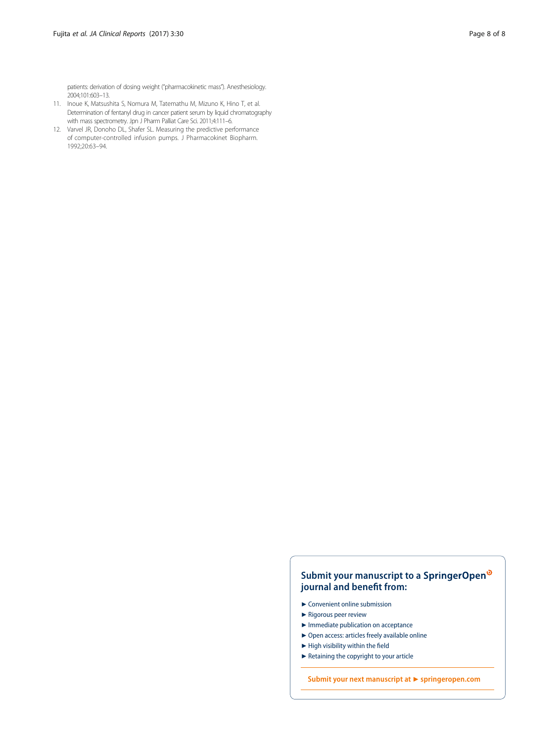patients: derivation of dosing weight ("pharmacokinetic mass"). Anesthesiology. 2004;101:603–13.

11. Inoue K, Matsushita S, Nomura M, Tatemathu M, Mizuno K, Hino T, et al. Determination of fentanyl drug in cancer patient serum by liquid chromatography with mass spectrometry. Jpn J Pharm Palliat Care Sci. 2011;4:111–6.
12. Varvel JR, Donoho DL, Shafer SL. Measuring the predictive performance of computer-controlled infusion pumps. J Pharmacokinet Biopharm. 1992;20:63–94.

**Submit your manuscript to a SpringerOpen journal and benefit from:**

- ► Convenient online submission
- ► Rigorous peer review
- ► Immediate publication on acceptance
- ► Open access: articles freely available online
- ► High visibility within the field
- ► Retaining the copyright to your article

**Submit your next manuscript at ► springeropen.com**